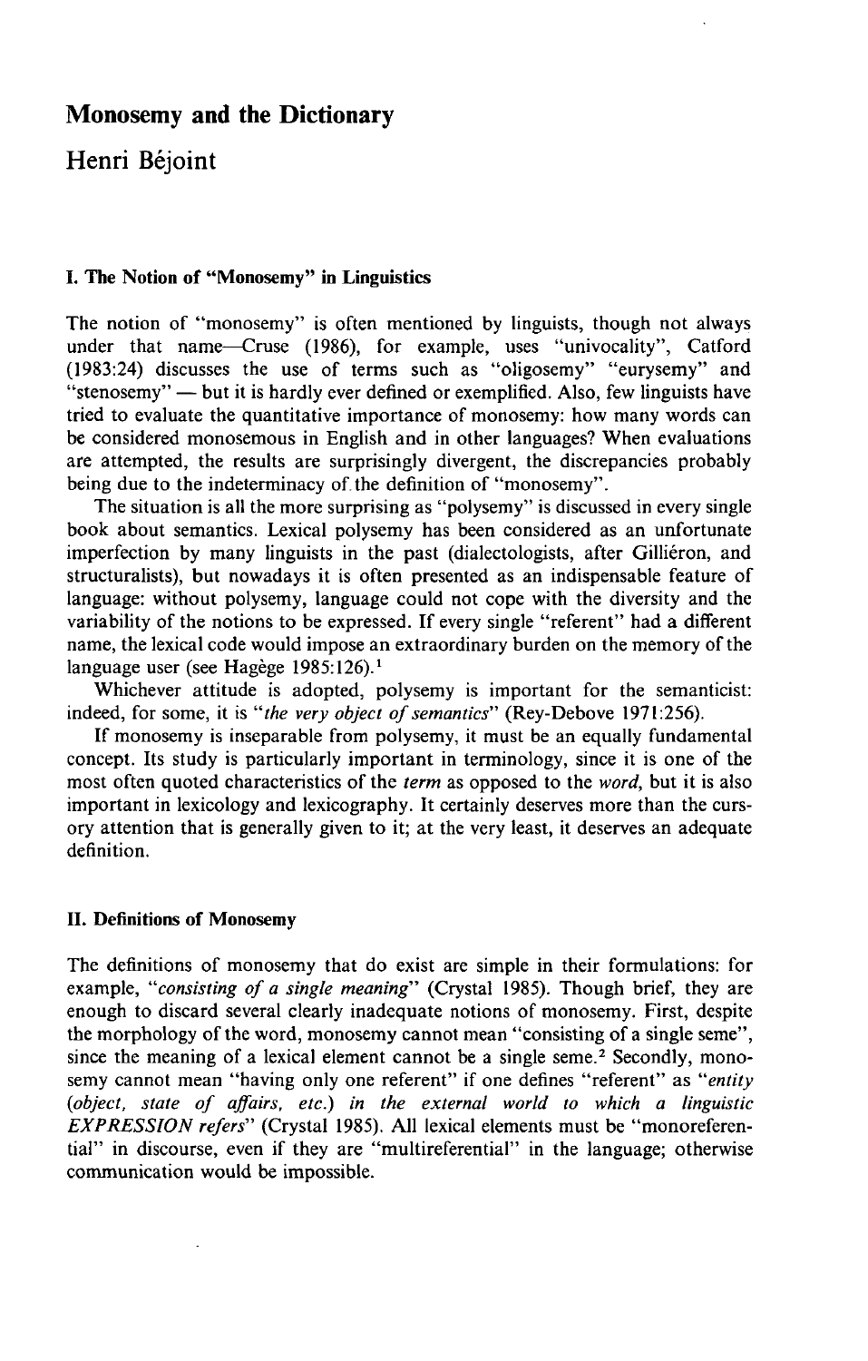# Monosemy and the Dictionary

## Henri Béjoint

### I. The Notion of "Monosemy" in Linguistics

The notion of "monosemy" is often mentioned by linguists, though not always under that name—Cruse (1986), for example, uses "univocality", Catford (1983:24) discusses the use of terms such as "oligosemy" "eurysemy" and "stenosemy" — but it is hardly ever defined or exemplified. Also, few linguists have tried to evaluate the quantitative importance of monosemy: how many words can be considered monosemous in English and in other languages? When evaluations are attempted, the results are surprisingly divergent, the discrepancies probably being due to the indeterminacy of the definition of "monosemy".

The situation is all the more surprising as "polysemy" is discussed in every single book about semantics. Lexical polysemy has been considered as an unfortunate imperfection by many linguists in the past (dialectologists, after Gilliéron, and structuralists), but nowadays it is often presented as an indispensable feature of language: without polysemy, language could not cope with the diversity and the variability of the notions to be expressed. If every single "referent" had a different name, the lexical code would impose an extraordinary burden on the memory of the language user (see Hagège 1985:126).[1]

Whichever attitude is adopted, polysemy is important for the semanticist: indeed, for some, it is "*the very object of semantics*" (Rey-Debove 1971:256).

If monosemy is inseparable from polysemy, it must be an equally fundamental concept. Its study is particularly important in terminology, since it is one of the most often quoted characteristics of the *term* as opposed to the *word*, but it is also important in lexicology and lexicography. It certainly deserves more than the cursory attention that is generally given to it; at the very least, it deserves an adequate definition.

### II. Definitions of Monosemy

The definitions of monosemy that do exist are simple in their formulations: for example, "*consisting of a single meaning*" (Crystal 1985). Though brief, they are enough to discard several clearly inadequate notions of monosemy. First, despite the morphology of the word, monosemy cannot mean "consisting of a single seme", since the meaning of a lexical element cannot be a single seme.[2] Secondly, monosemy cannot mean "having only one referent" if one defines "referent" as "*entity (object, state of affairs, etc.) in the external world to which a linguistic EXPRESSION refers*" (Crystal 1985). All lexical elements must be "monoreferential" in discourse, even if they are "multireferential" in the language; otherwise communication would be impossible.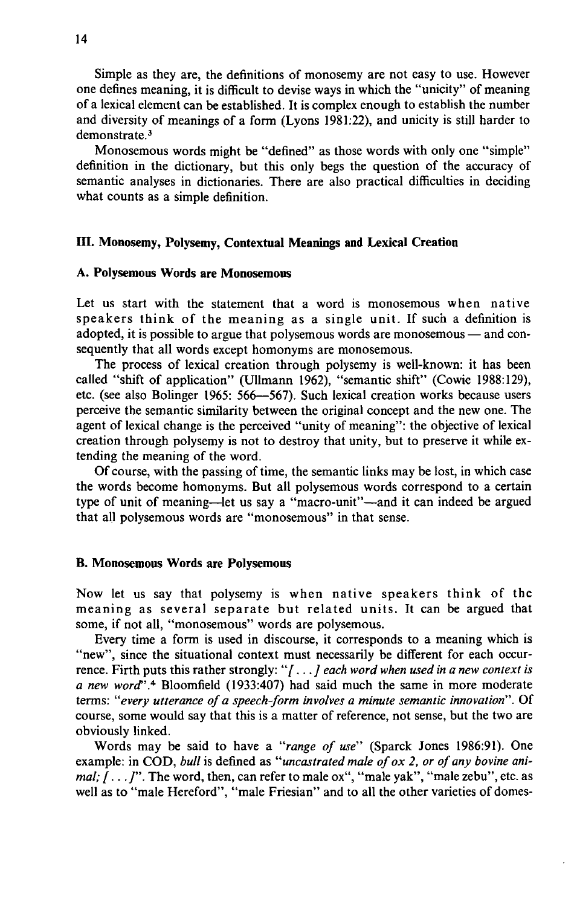Simple as they are, the definitions of monosemy are not easy to use. However one defines meaning, it is difficult to devise ways in which the "unicity" of meaning of a lexical element can be established. It is complex enough to establish the number and diversity of meanings of a form (Lyons 1981:22), and unicity is still harder to demonstrate.[3]

Monosemous words might be "defined" as those words with only one "simple" definition in the dictionary, but this only begs the question of the accuracy of semantic analyses in dictionaries. There are also practical difficulties in deciding what counts as a simple definition.

## III. Monosemy, Polysemy, Contextual Meanings and Lexical Creation

### A. Polysemous Words are Monosemous

Let us start with the statement that a word is monosemous when native speakers think of the meaning as a single unit. If such a definition is adopted, it is possible to argue that polysemous words are monosemous — and consequently that all words except homonyms are monosemous.

The process of lexical creation through polysemy is well-known: it has been called "shift of application" (Ullmann 1962), "semantic shift" (Cowie 1988:129), etc. (see also Bolinger 1965: 566—567). Such lexical creation works because users perceive the semantic similarity between the original concept and the new one. The agent of lexical change is the perceived "unity of meaning": the objective of lexical creation through polysemy is not to destroy that unity, but to preserve it while extending the meaning of the word.

Of course, with the passing of time, the semantic links may be lost, in which case the words become homonyms. But all polysemous words correspond to a certain type of unit of meaning—let us say a "macro-unit"—and it can indeed be argued that all polysemous words are "monosemous" in that sense.

### B. Monosemous Words are Polysemous

Now let us say that polysemy is when native speakers think of the meaning as several separate but related units. It can be argued that some, if not all, "monosemous" words are polysemous.

Every time a form is used in discourse, it corresponds to a meaning which is "new", since the situational context must necessarily be different for each occurrence. Firth puts this rather strongly: "*[. . .] each word when used in a new context is a new word*".[4] Bloomfield (1933:407) had said much the same in more moderate terms: "*every utterance of a speech-form involves a minute semantic innovation*". Of course, some would say that this is a matter of reference, not sense, but the two are obviously linked.

Words may be said to have a "*range of use*" (Sparck Jones 1986:91). One example: in COD, *bull* is defined as "*uncastrated male of ox 2, or of any bovine animal; [. . .]*". The word, then, can refer to male ox", "male yak", "male zebu", etc. as well as to "male Hereford", "male Friesian" and to all the other varieties of domes-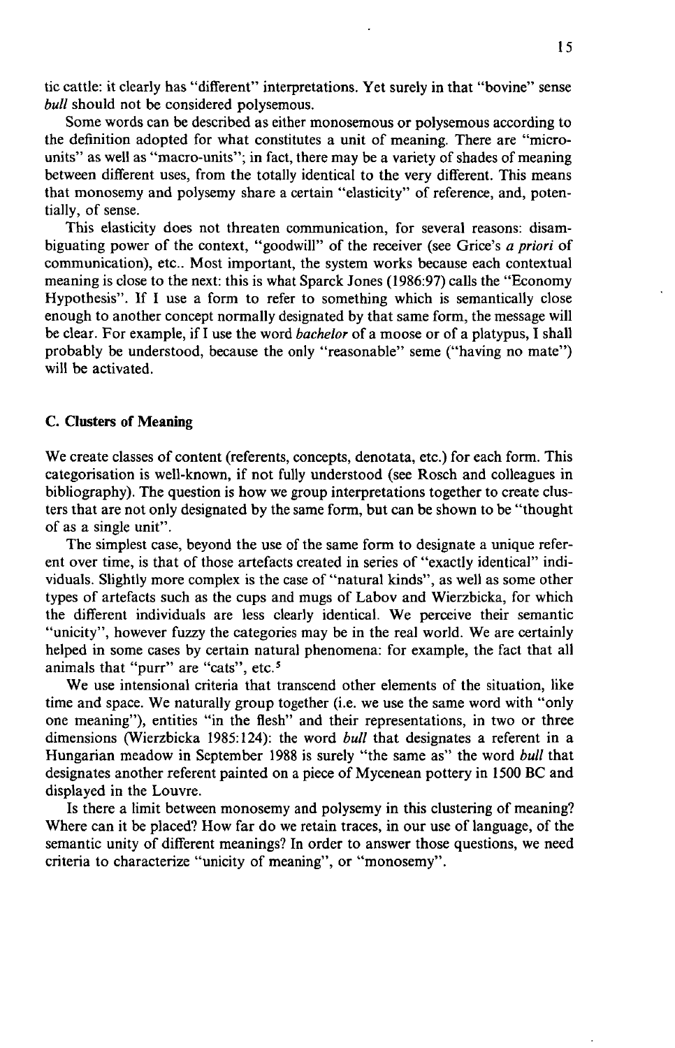tic cattle: it clearly has "different" interpretations. Yet surely in that "bovine" sense *bull* should not be considered polysemous.

Some words can be described as either monosemous or polysemous according to the definition adopted for what constitutes a unit of meaning. There are "micro-units" as well as "macro-units"; in fact, there may be a variety of shades of meaning between different uses, from the totally identical to the very different. This means that monosemy and polysemy share a certain "elasticity" of reference, and, potentially, of sense.

This elasticity does not threaten communication, for several reasons: disambiguating power of the context, "goodwill" of the receiver (see Grice's *a priori* of communication), etc.. Most important, the system works because each contextual meaning is close to the next: this is what Sparck Jones (1986:97) calls the "Economy Hypothesis". If I use a form to refer to something which is semantically close enough to another concept normally designated by that same form, the message will be clear. For example, if I use the word *bachelor* of a moose or of a platypus, I shall probably be understood, because the only "reasonable" seme ("having no mate") will be activated.

## C. Clusters of Meaning

We create classes of content (referents, concepts, denotata, etc.) for each form. This categorisation is well-known, if not fully understood (see Rosch and colleagues in bibliography). The question is how we group interpretations together to create clusters that are not only designated by the same form, but can be shown to be "thought of as a single unit".

The simplest case, beyond the use of the same form to designate a unique referent over time, is that of those artefacts created in series of "exactly identical" individuals. Slightly more complex is the case of "natural kinds", as well as some other types of artefacts such as the cups and mugs of Labov and Wierzbicka, for which the different individuals are less clearly identical. We perceive their semantic "unicity", however fuzzy the categories may be in the real world. We are certainly helped in some cases by certain natural phenomena: for example, the fact that all animals that "purr" are "cats", etc.[5]

We use intensional criteria that transcend other elements of the situation, like time and space. We naturally group together (i.e. we use the same word with "only one meaning"), entities "in the flesh" and their representations, in two or three dimensions (Wierzbicka 1985:124): the word *bull* that designates a referent in a Hungarian meadow in September 1988 is surely "the same as" the word *bull* that designates another referent painted on a piece of Mycenean pottery in 1500 BC and displayed in the Louvre.

Is there a limit between monosemy and polysemy in this clustering of meaning? Where can it be placed? How far do we retain traces, in our use of language, of the semantic unity of different meanings? In order to answer those questions, we need criteria to characterize "unicity of meaning", or "monosemy".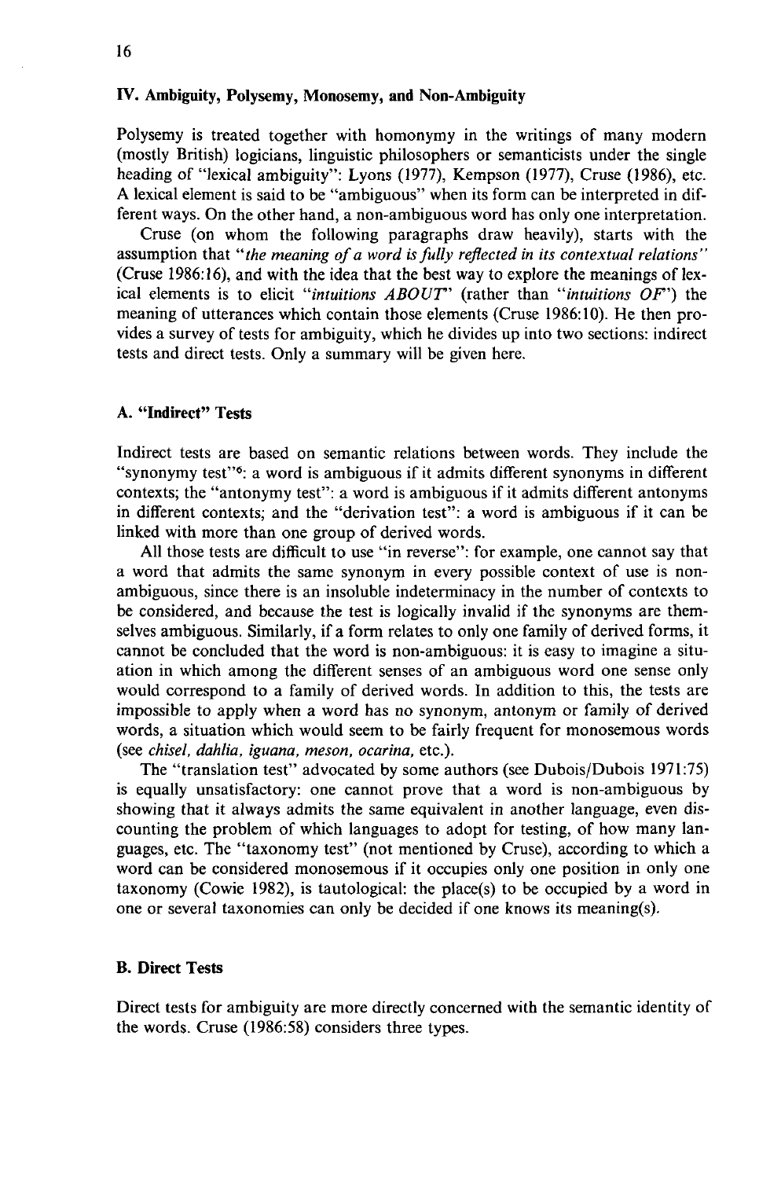## IV. Ambiguity, Polysemy, Monosemy, and Non-Ambiguity

Polysemy is treated together with homonymy in the writings of many modern (mostly British) logicians, linguistic philosophers or semanticists under the single heading of "lexical ambiguity": Lyons (1977), Kempson (1977), Cruse (1986), etc. A lexical element is said to be "ambiguous" when its form can be interpreted in different ways. On the other hand, a non-ambiguous word has only one interpretation.

Cruse (on whom the following paragraphs draw heavily), starts with the assumption that "*the meaning of a word is fully reflected in its contextual relations*" (Cruse 1986:16), and with the idea that the best way to explore the meanings of lexical elements is to elicit "*intuitions ABOUT*" (rather than "*intuitions OF*") the meaning of utterances which contain those elements (Cruse 1986:10). He then provides a survey of tests for ambiguity, which he divides up into two sections: indirect tests and direct tests. Only a summary will be given here.

### A. "Indirect" Tests

Indirect tests are based on semantic relations between words. They include the "synonymy test"[6]: a word is ambiguous if it admits different synonyms in different contexts; the "antonymy test": a word is ambiguous if it admits different antonyms in different contexts; and the "derivation test": a word is ambiguous if it can be linked with more than one group of derived words.

All those tests are difficult to use "in reverse": for example, one cannot say that a word that admits the same synonym in every possible context of use is non-ambiguous, since there is an insoluble indeterminacy in the number of contexts to be considered, and because the test is logically invalid if the synonyms are themselves ambiguous. Similarly, if a form relates to only one family of derived forms, it cannot be concluded that the word is non-ambiguous: it is easy to imagine a situation in which among the different senses of an ambiguous word one sense only would correspond to a family of derived words. In addition to this, the tests are impossible to apply when a word has no synonym, antonym or family of derived words, a situation which would seem to be fairly frequent for monosemous words (see *chisel, dahlia, iguana, meson, ocarina*, etc.).

The "translation test" advocated by some authors (see Dubois/Dubois 1971:75) is equally unsatisfactory: one cannot prove that a word is non-ambiguous by showing that it always admits the same equivalent in another language, even discounting the problem of which languages to adopt for testing, of how many languages, etc. The "taxonomy test" (not mentioned by Cruse), according to which a word can be considered monosemous if it occupies only one position in only one taxonomy (Cowie 1982), is tautological: the place(s) to be occupied by a word in one or several taxonomies can only be decided if one knows its meaning(s).

### B. Direct Tests

Direct tests for ambiguity are more directly concerned with the semantic identity of the words. Cruse (1986:58) considers three types.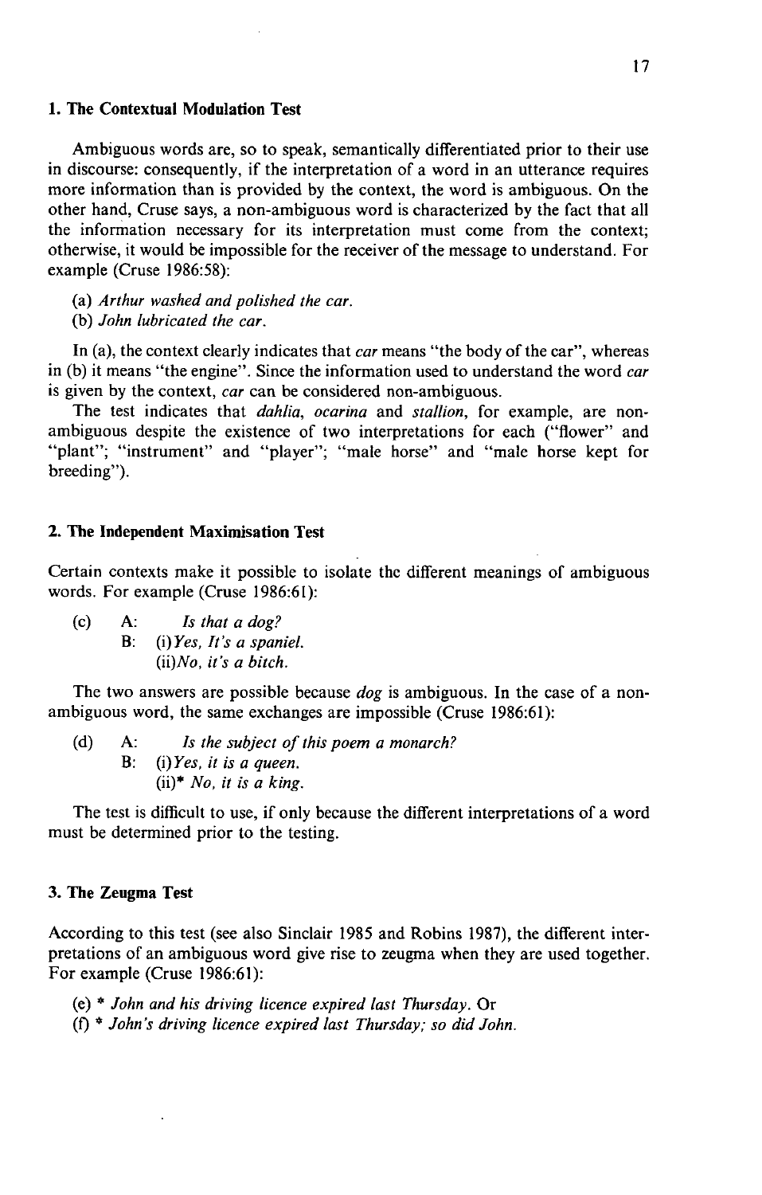### 1. The Contextual Modulation Test

Ambiguous words are, so to speak, semantically differentiated prior to their use in discourse: consequently, if the interpretation of a word in an utterance requires more information than is provided by the context, the word is ambiguous. On the other hand, Cruse says, a non-ambiguous word is characterized by the fact that all the information necessary for its interpretation must come from the context; otherwise, it would be impossible for the receiver of the message to understand. For example (Cruse 1986:58):

(a) *Arthur washed and polished the car.*
(b) *John lubricated the car.*

In (a), the context clearly indicates that *car* means "the body of the car", whereas in (b) it means "the engine". Since the information used to understand the word *car* is given by the context, *car* can be considered non-ambiguous.

The test indicates that *dahlia*, *ocarina* and *stallion*, for example, are non-ambiguous despite the existence of two interpretations for each ("flower" and "plant"; "instrument" and "player"; "male horse" and "male horse kept for breeding").

### 2. The Independent Maximisation Test

Certain contexts make it possible to isolate the different meanings of ambiguous words. For example (Cruse 1986:61):

(c) A: *Is that a dog?*
B: (i) *Yes, It's a spaniel.*
(ii) *No, it's a bitch.*

The two answers are possible because *dog* is ambiguous. In the case of a non-ambiguous word, the same exchanges are impossible (Cruse 1986:61):

(d) A: *Is the subject of this poem a monarch?*
B: (i) *Yes, it is a queen.*
(ii)* *No, it is a king.*

The test is difficult to use, if only because the different interpretations of a word must be determined prior to the testing.

### 3. The Zeugma Test

According to this test (see also Sinclair 1985 and Robins 1987), the different interpretations of an ambiguous word give rise to zeugma when they are used together. For example (Cruse 1986:61):

(e) * *John and his driving licence expired last Thursday.* Or
(f) * *John's driving licence expired last Thursday; so did John.*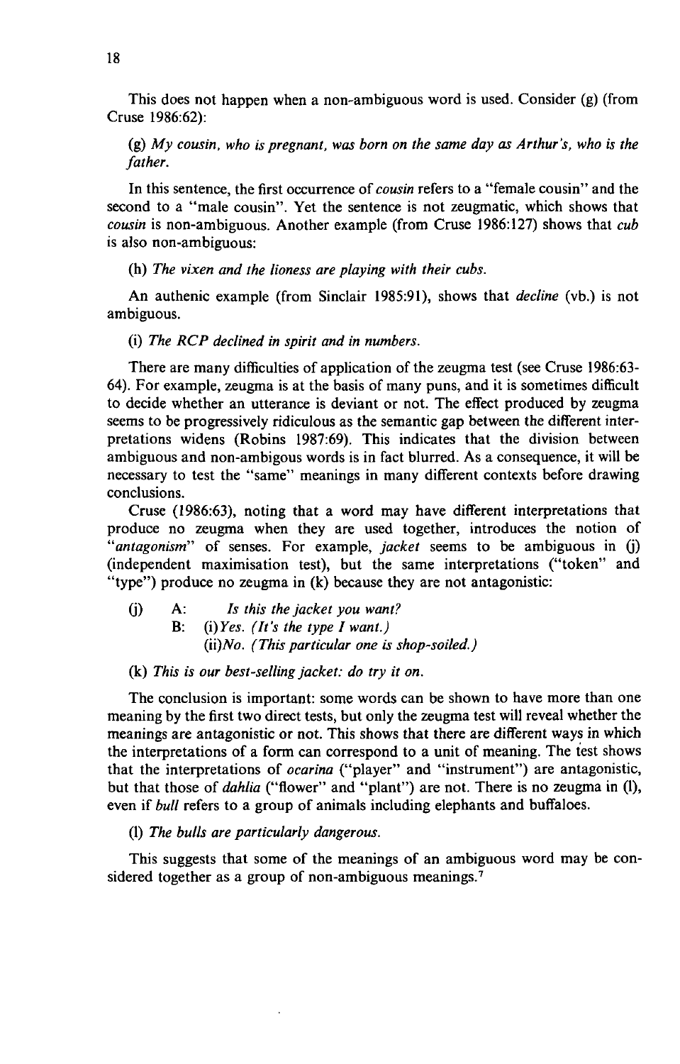This does not happen when a non-ambiguous word is used. Consider (g) (from Cruse 1986:62):

(g) *My cousin, who is pregnant, was born on the same day as Arthur's, who is the father.*

In this sentence, the first occurrence of *cousin* refers to a "female cousin" and the second to a "male cousin". Yet the sentence is not zeugmatic, which shows that *cousin* is non-ambiguous. Another example (from Cruse 1986:127) shows that *cub* is also non-ambiguous:

(h) *The vixen and the lioness are playing with their cubs.*

An authenic example (from Sinclair 1985:91), shows that *decline* (vb.) is not ambiguous.

(i) *The RCP declined in spirit and in numbers.*

There are many difficulties of application of the zeugma test (see Cruse 1986:63-64). For example, zeugma is at the basis of many puns, and it is sometimes difficult to decide whether an utterance is deviant or not. The effect produced by zeugma seems to be progressively ridiculous as the semantic gap between the different interpretations widens (Robins 1987:69). This indicates that the division between ambiguous and non-ambigous words is in fact blurred. As a consequence, it will be necessary to test the "same" meanings in many different contexts before drawing conclusions.

Cruse (1986:63), noting that a word may have different interpretations that produce no zeugma when they are used together, introduces the notion of "*antagonism*" of senses. For example, *jacket* seems to be ambiguous in (j) (independent maximisation test), but the same interpretations ("token" and "type") produce no zeugma in (k) because they are not antagonistic:

(j) A: *Is this the jacket you want?*
B: (i)*Yes. (It's the type I want.)*
(ii)*No. (This particular one is shop-soiled.)*

(k) *This is our best-selling jacket: do try it on.*

The conclusion is important: some words can be shown to have more than one meaning by the first two direct tests, but only the zeugma test will reveal whether the meanings are antagonistic or not. This shows that there are different ways in which the interpretations of a form can correspond to a unit of meaning. The test shows that the interpretations of *ocarina* ("player" and "instrument") are antagonistic, but that those of *dahlia* ("flower" and "plant") are not. There is no zeugma in (l), even if *bull* refers to a group of animals including elephants and buffaloes.

(l) *The bulls are particularly dangerous.*

This suggests that some of the meanings of an ambiguous word may be considered together as a group of non-ambiguous meanings.[7]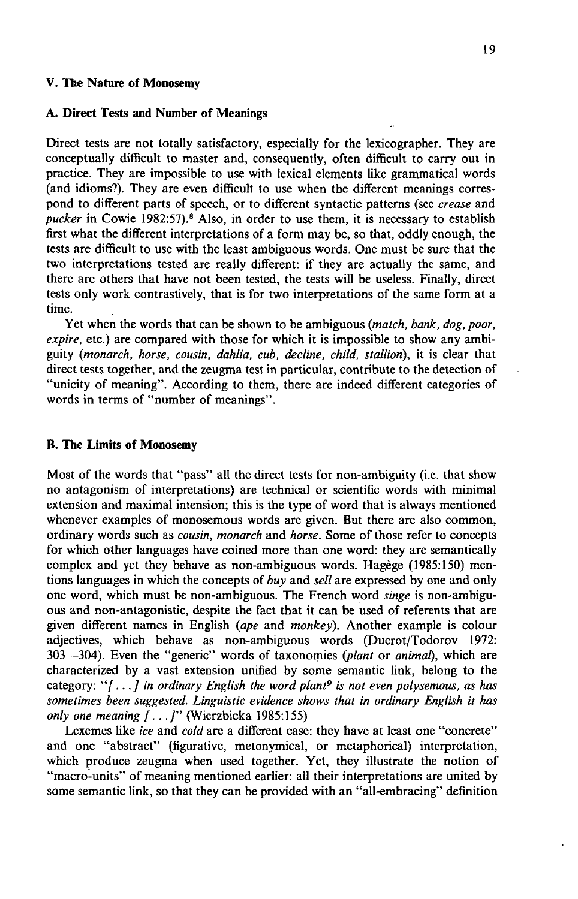## V. The Nature of Monosemy

### A. Direct Tests and Number of Meanings

Direct tests are not totally satisfactory, especially for the lexicographer. They are conceptually difficult to master and, consequently, often difficult to carry out in practice. They are impossible to use with lexical elements like grammatical words (and idioms?). They are even difficult to use when the different meanings correspond to different parts of speech, or to different syntactic patterns (see *crease* and *pucker* in Cowie 1982:57).[8] Also, in order to use them, it is necessary to establish first what the different interpretations of a form may be, so that, oddly enough, the tests are difficult to use with the least ambiguous words. One must be sure that the two interpretations tested are really different: if they are actually the same, and there are others that have not been tested, the tests will be useless. Finally, direct tests only work contrastively, that is for two interpretations of the same form at a time.

Yet when the words that can be shown to be ambiguous (*match, bank, dog, poor, expire*, etc.) are compared with those for which it is impossible to show any ambiguity (*monarch, horse, cousin, dahlia, cub, decline, child, stallion*), it is clear that direct tests together, and the zeugma test in particular, contribute to the detection of "unicity of meaning". According to them, there are indeed different categories of words in terms of "number of meanings".

### B. The Limits of Monosemy

Most of the words that "pass" all the direct tests for non-ambiguity (i.e. that show no antagonism of interpretations) are technical or scientific words with minimal extension and maximal intension; this is the type of word that is always mentioned whenever examples of monosemous words are given. But there are also common, ordinary words such as *cousin, monarch* and *horse*. Some of those refer to concepts for which other languages have coined more than one word: they are semantically complex and yet they behave as non-ambiguous words. Hagège (1985:150) mentions languages in which the concepts of *buy* and *sell* are expressed by one and only one word, which must be non-ambiguous. The French word *singe* is non-ambiguous and non-antagonistic, despite the fact that it can be used of referents that are given different names in English (*ape* and *monkey*). Another example is colour adjectives, which behave as non-ambiguous words (Ducrot/Todorov 1972: 303—304). Even the "generic" words of taxonomies (*plant* or *animal*), which are characterized by a vast extension unified by some semantic link, belong to the category: "*[...] in ordinary English the word plant*[9] *is not even polysemous, as has sometimes been suggested. Linguistic evidence shows that in ordinary English it has only one meaning [...]*" (Wierzbicka 1985:155)

Lexemes like *ice* and *cold* are a different case: they have at least one "concrete" and one "abstract" (figurative, metonymical, or metaphorical) interpretation, which produce zeugma when used together. Yet, they illustrate the notion of "macro-units" of meaning mentioned earlier: all their interpretations are united by some semantic link, so that they can be provided with an "all-embracing" definition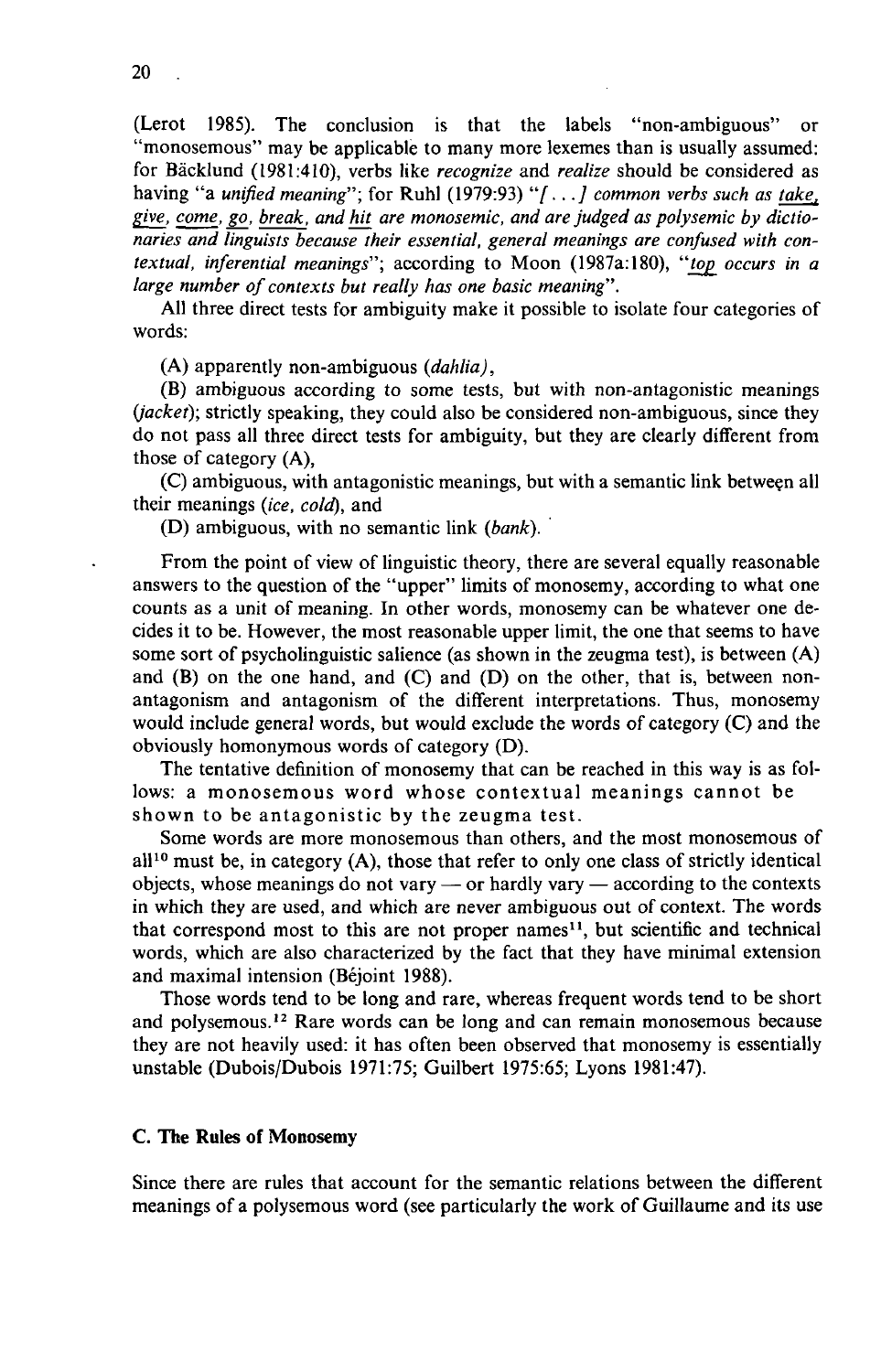(Lerot 1985). The conclusion is that the labels "non-ambiguous" or "monosemous" may be applicable to many more lexemes than is usually assumed: for Bäcklund (1981:410), verbs like *recognize* and *realize* should be considered as having "a *unified meaning*"; for Ruhl (1979:93) "*[...] common verbs such as take, give, come, go, break, and hit are monosemic, and are judged as polysemic by dictionaries and linguists because their essential, general meanings are confused with contextual, inferential meanings*"; according to Moon (1987a:180), "*top occurs in a large number of contexts but really has one basic meaning*".

All three direct tests for ambiguity make it possible to isolate four categories of words:

(A) apparently non-ambiguous (*dahlia*),

(B) ambiguous according to some tests, but with non-antagonistic meanings (*jacket*); strictly speaking, they could also be considered non-ambiguous, since they do not pass all three direct tests for ambiguity, but they are clearly different from those of category (A),

(C) ambiguous, with antagonistic meanings, but with a semantic link between all their meanings (*ice, cold*), and

(D) ambiguous, with no semantic link (*bank*).

From the point of view of linguistic theory, there are several equally reasonable answers to the question of the "upper" limits of monosemy, according to what one counts as a unit of meaning. In other words, monosemy can be whatever one decides it to be. However, the most reasonable upper limit, the one that seems to have some sort of psycholinguistic salience (as shown in the zeugma test), is between (A) and (B) on the one hand, and (C) and (D) on the other, that is, between non-antagonism and antagonism of the different interpretations. Thus, monosemy would include general words, but would exclude the words of category (C) and the obviously homonymous words of category (D).

The tentative definition of monosemy that can be reached in this way is as follows: a monosemous word whose contextual meanings cannot be shown to be antagonistic by the zeugma test.

Some words are more monosemous than others, and the most monosemous of all[10] must be, in category (A), those that refer to only one class of strictly identical objects, whose meanings do not vary — or hardly vary — according to the contexts in which they are used, and which are never ambiguous out of context. The words that correspond most to this are not proper names[11], but scientific and technical words, which are also characterized by the fact that they have minimal extension and maximal intension (Béjoint 1988).

Those words tend to be long and rare, whereas frequent words tend to be short and polysemous.[12] Rare words can be long and can remain monosemous because they are not heavily used: it has often been observed that monosemy is essentially unstable (Dubois/Dubois 1971:75; Guilbert 1975:65; Lyons 1981:47).

### C. The Rules of Monosemy

Since there are rules that account for the semantic relations between the different meanings of a polysemous word (see particularly the work of Guillaume and its use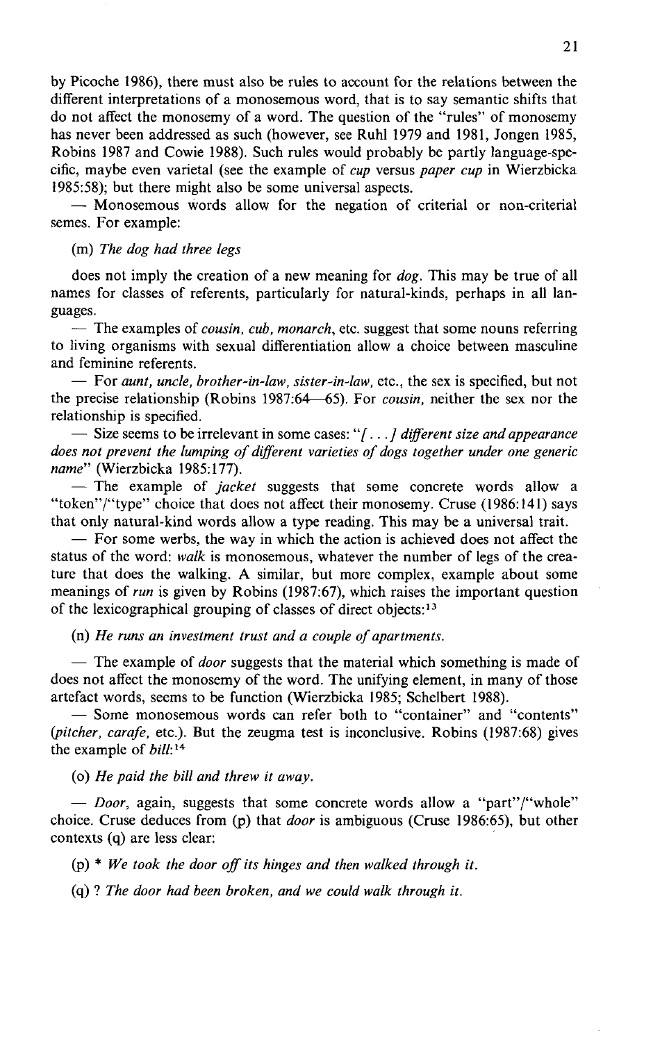by Picoche 1986), there must also be rules to account for the relations between the different interpretations of a monosemous word, that is to say semantic shifts that do not affect the monosemy of a word. The question of the "rules" of monosemy has never been addressed as such (however, see Ruhl 1979 and 1981, Jongen 1985, Robins 1987 and Cowie 1988). Such rules would probably be partly language-specific, maybe even varietal (see the example of *cup* versus *paper cup* in Wierzbicka 1985:58); but there might also be some universal aspects.

— Monosemous words allow for the negation of criterial or non-criterial semes. For example:

(m) *The dog had three legs*

does not imply the creation of a new meaning for *dog*. This may be true of all names for classes of referents, particularly for natural-kinds, perhaps in all languages.

— The examples of *cousin, cub, monarch*, etc. suggest that some nouns referring to living organisms with sexual differentiation allow a choice between masculine and feminine referents.

— For *aunt, uncle, brother-in-law, sister-in-law*, etc., the sex is specified, but not the precise relationship (Robins 1987:64—65). For *cousin*, neither the sex nor the relationship is specified.

— Size seems to be irrelevant in some cases: "*[. . .] different size and appearance does not prevent the lumping of different varieties of dogs together under one generic name*" (Wierzbicka 1985:177).

— The example of *jacket* suggests that some concrete words allow a "token"/"type" choice that does not affect their monosemy. Cruse (1986:141) says that only natural-kind words allow a type reading. This may be a universal trait.

— For some werbs, the way in which the action is achieved does not affect the status of the word: *walk* is monosemous, whatever the number of legs of the creature that does the walking. A similar, but more complex, example about some meanings of *run* is given by Robins (1987:67), which raises the important question of the lexicographical grouping of classes of direct objects:[13]

(n) *He runs an investment trust and a couple of apartments.*

— The example of *door* suggests that the material which something is made of does not affect the monosemy of the word. The unifying element, in many of those artefact words, seems to be function (Wierzbicka 1985; Schelbert 1988).

— Some monosemous words can refer both to "container" and "contents" (*pitcher, carafe*, etc.). But the zeugma test is inconclusive. Robins (1987:68) gives the example of *bill*:[14]

(o) *He paid the bill and threw it away.*

— *Door*, again, suggests that some concrete words allow a "part"/"whole" choice. Cruse deduces from (p) that *door* is ambiguous (Cruse 1986:65), but other contexts (q) are less clear:

(p) * *We took the door off its hinges and then walked through it.*

(q) ? *The door had been broken, and we could walk through it.*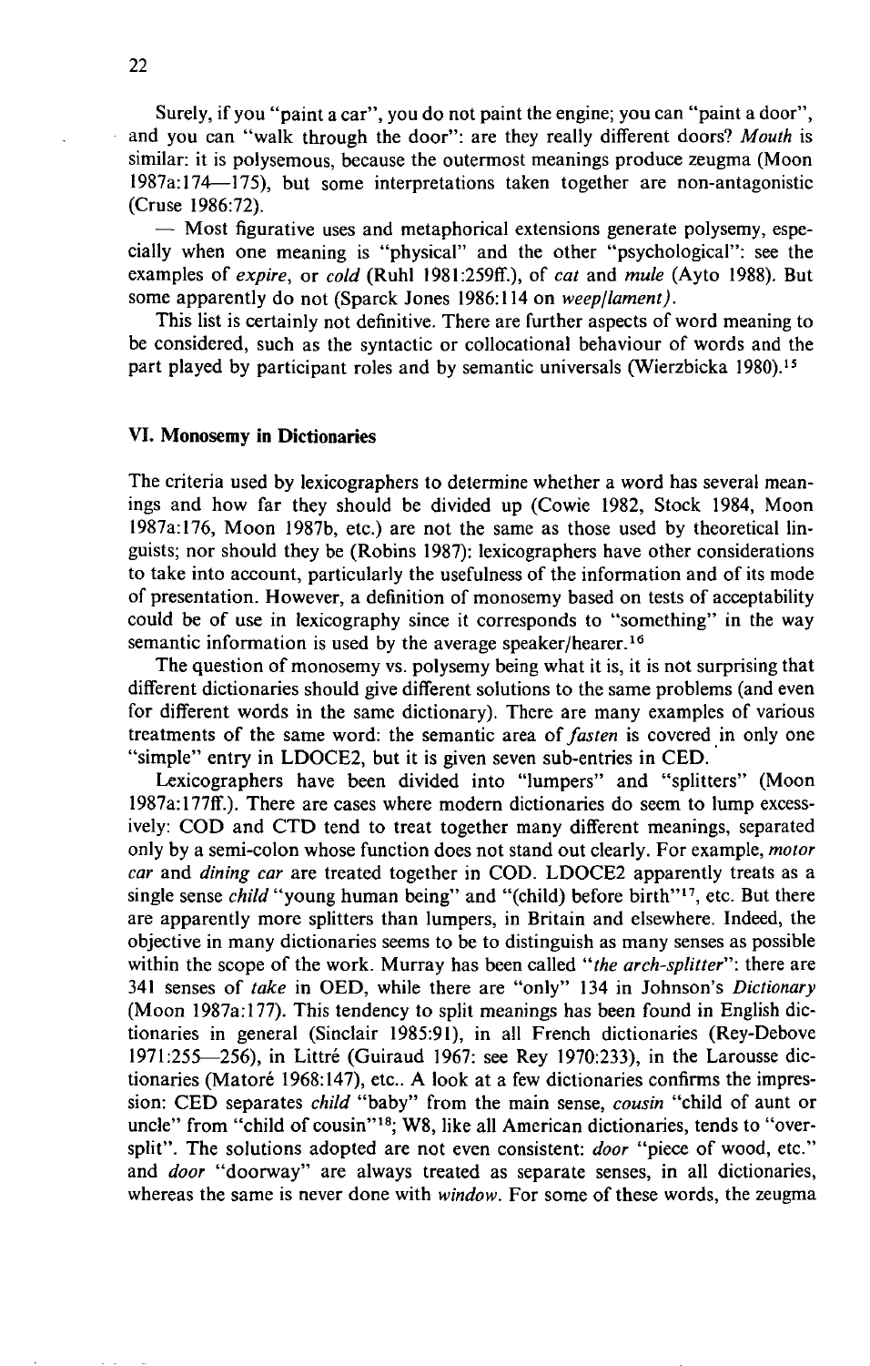Surely, if you "paint a car", you do not paint the engine; you can "paint a door", and you can "walk through the door": are they really different doors? *Mouth* is similar: it is polysemous, because the outermost meanings produce zeugma (Moon 1987a:174—175), but some interpretations taken together are non-antagonistic (Cruse 1986:72).

— Most figurative uses and metaphorical extensions generate polysemy, especially when one meaning is "physical" and the other "psychological": see the examples of *expire*, or *cold* (Ruhl 1981:259ff.), of *cat* and *mule* (Ayto 1988). But some apparently do not (Sparck Jones 1986:114 on *weep/lament).*

This list is certainly not definitive. There are further aspects of word meaning to be considered, such as the syntactic or collocational behaviour of words and the part played by participant roles and by semantic universals (Wierzbicka 1980).[15]

## VI. Monosemy in Dictionaries

The criteria used by lexicographers to determine whether a word has several meanings and how far they should be divided up (Cowie 1982, Stock 1984, Moon 1987a:176, Moon 1987b, etc.) are not the same as those used by theoretical linguists; nor should they be (Robins 1987): lexicographers have other considerations to take into account, particularly the usefulness of the information and of its mode of presentation. However, a definition of monosemy based on tests of acceptability could be of use in lexicography since it corresponds to "something" in the way semantic information is used by the average speaker/hearer.[16]

The question of monosemy vs. polysemy being what it is, it is not surprising that different dictionaries should give different solutions to the same problems (and even for different words in the same dictionary). There are many examples of various treatments of the same word: the semantic area of *fasten* is covered in only one "simple" entry in LDOCE2, but it is given seven sub-entries in CED.

Lexicographers have been divided into "lumpers" and "splitters" (Moon 1987a:177ff.). There are cases where modern dictionaries do seem to lump excessively: COD and CTD tend to treat together many different meanings, separated only by a semi-colon whose function does not stand out clearly. For example, *motor car* and *dining car* are treated together in COD. LDOCE2 apparently treats as a single sense *child* "young human being" and "(child) before birth"[17], etc. But there are apparently more splitters than lumpers, in Britain and elsewhere. Indeed, the objective in many dictionaries seems to be to distinguish as many senses as possible within the scope of the work. Murray has been called "*the arch-splitter*": there are 341 senses of *take* in OED, while there are "only" 134 in Johnson's *Dictionary* (Moon 1987a:177). This tendency to split meanings has been found in English dictionaries in general (Sinclair 1985:91), in all French dictionaries (Rey-Debove 1971:255—256), in Littré (Guiraud 1967: see Rey 1970:233), in the Larousse dictionaries (Matoré 1968:147), etc.. A look at a few dictionaries confirms the impression: CED separates *child* "baby" from the main sense, *cousin* "child of aunt or uncle" from "child of cousin"[18]; W8, like all American dictionaries, tends to "over-split". The solutions adopted are not even consistent: *door* "piece of wood, etc." and *door* "doorway" are always treated as separate senses, in all dictionaries, whereas the same is never done with *window*. For some of these words, the zeugma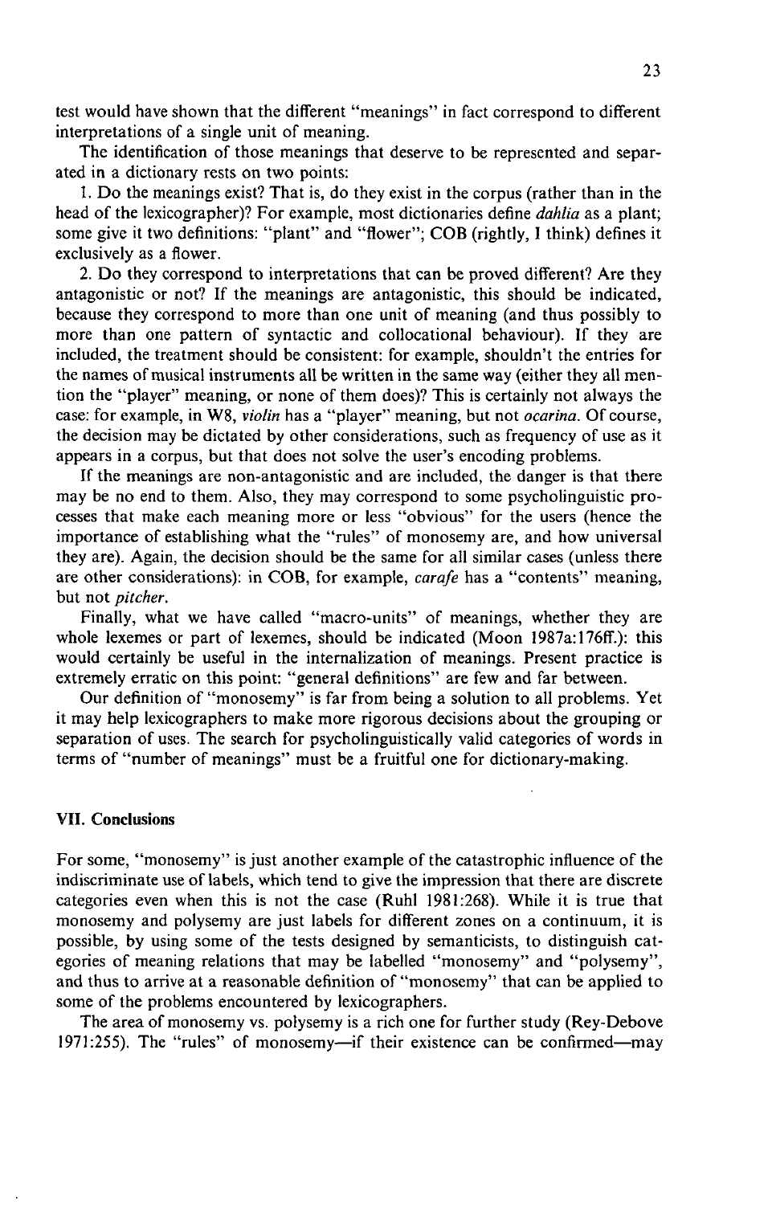test would have shown that the different "meanings" in fact correspond to different interpretations of a single unit of meaning.

The identification of those meanings that deserve to be represented and separated in a dictionary rests on two points:

1. Do the meanings exist? That is, do they exist in the corpus (rather than in the head of the lexicographer)? For example, most dictionaries define *dahlia* as a plant; some give it two definitions: "plant" and "flower"; COB (rightly, I think) defines it exclusively as a flower.

2. Do they correspond to interpretations that can be proved different? Are they antagonistic or not? If the meanings are antagonistic, this should be indicated, because they correspond to more than one unit of meaning (and thus possibly to more than one pattern of syntactic and collocational behaviour). If they are included, the treatment should be consistent: for example, shouldn't the entries for the names of musical instruments all be written in the same way (either they all mention the "player" meaning, or none of them does)? This is certainly not always the case: for example, in W8, *violin* has a "player" meaning, but not *ocarina*. Of course, the decision may be dictated by other considerations, such as frequency of use as it appears in a corpus, but that does not solve the user's encoding problems.

If the meanings are non-antagonistic and are included, the danger is that there may be no end to them. Also, they may correspond to some psycholinguistic processes that make each meaning more or less "obvious" for the users (hence the importance of establishing what the "rules" of monosemy are, and how universal they are). Again, the decision should be the same for all similar cases (unless there are other considerations): in COB, for example, *carafe* has a "contents" meaning, but not *pitcher*.

Finally, what we have called "macro-units" of meanings, whether they are whole lexemes or part of lexemes, should be indicated (Moon 1987a:176ff.): this would certainly be useful in the internalization of meanings. Present practice is extremely erratic on this point: "general definitions" are few and far between.

Our definition of "monosemy" is far from being a solution to all problems. Yet it may help lexicographers to make more rigorous decisions about the grouping or separation of uses. The search for psycholinguistically valid categories of words in terms of "number of meanings" must be a fruitful one for dictionary-making.

## VII. Conclusions

For some, "monosemy" is just another example of the catastrophic influence of the indiscriminate use of labels, which tend to give the impression that there are discrete categories even when this is not the case (Ruhl 1981:268). While it is true that monosemy and polysemy are just labels for different zones on a continuum, it is possible, by using some of the tests designed by semanticists, to distinguish categories of meaning relations that may be labelled "monosemy" and "polysemy", and thus to arrive at a reasonable definition of "monosemy" that can be applied to some of the problems encountered by lexicographers.

The area of monosemy vs. polysemy is a rich one for further study (Rey-Debove 1971:255). The "rules" of monosemy—if their existence can be confirmed—may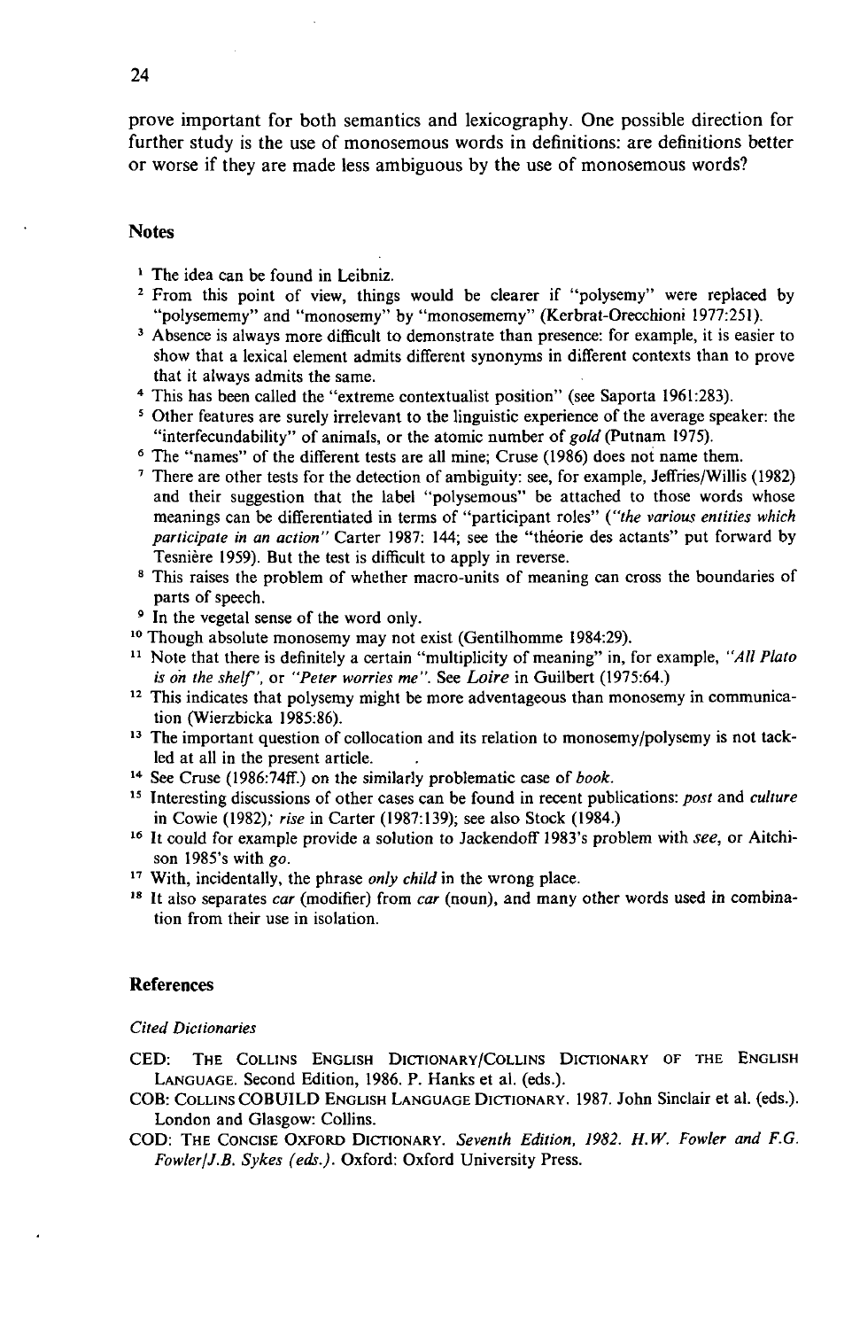prove important for both semantics and lexicography. One possible direction for further study is the use of monosemous words in definitions: are definitions better or worse if they are made less ambiguous by the use of monosemous words?

## Notes

[1] The idea can be found in Leibniz.

[2] From this point of view, things would be clearer if "polysemy" were replaced by "polysememy" and "monosemy" by "monosememy" (Kerbrat-Orecchioni 1977:251).

[3] Absence is always more difficult to demonstrate than presence: for example, it is easier to show that a lexical element admits different synonyms in different contexts than to prove that it always admits the same.

[4] This has been called the "extreme contextualist position" (see Saporta 1961:283).

[5] Other features are surely irrelevant to the linguistic experience of the average speaker: the "interfecundability" of animals, or the atomic number of *gold* (Putnam 1975).

[6] The "names" of the different tests are all mine; Cruse (1986) does not name them.

[7] There are other tests for the detection of ambiguity: see, for example, Jeffries/Willis (1982) and their suggestion that the label "polysemous" be attached to those words whose meanings can be differentiated in terms of "participant roles" (*"the various entities which participate in an action"* Carter 1987: 144; see the "théorie des actants" put forward by Tesnière 1959). But the test is difficult to apply in reverse.

[8] This raises the problem of whether macro-units of meaning can cross the boundaries of parts of speech.

[9] In the vegetal sense of the word only.

[10] Though absolute monosemy may not exist (Gentilhomme 1984:29).

[11] Note that there is definitely a certain "multiplicity of meaning" in, for example, *"All Plato is on the shelf"*, or *"Peter worries me"*. See *Loire* in Guilbert (1975:64.)

[12] This indicates that polysemy might be more adventageous than monosemy in communication (Wierzbicka 1985:86).

[13] The important question of collocation and its relation to monosemy/polysemy is not tackled at all in the present article.

[14] See Cruse (1986:74ff.) on the similarly problematic case of *book*.

[15] Interesting discussions of other cases can be found in recent publications: *post* and *culture* in Cowie (1982); *rise* in Carter (1987:139); see also Stock (1984.)

[16] It could for example provide a solution to Jackendoff 1983's problem with *see*, or Aitchison 1985's with *go*.

[17] With, incidentally, the phrase *only child* in the wrong place.

[18] It also separates *car* (modifier) from *car* (noun), and many other words used in combination from their use in isolation.

## References

*Cited Dictionaries*

CED: The Collins English Dictionary/Collins Dictionary of the English Language. Second Edition, 1986. P. Hanks et al. (eds.).

COB: Collins COBUILD English Language Dictionary. 1987. John Sinclair et al. (eds.). London and Glasgow: Collins.

COD: The Concise Oxford Dictionary. *Seventh Edition, 1982. H.W. Fowler and F.G. Fowler/J.B. Sykes (eds.).* Oxford: Oxford University Press.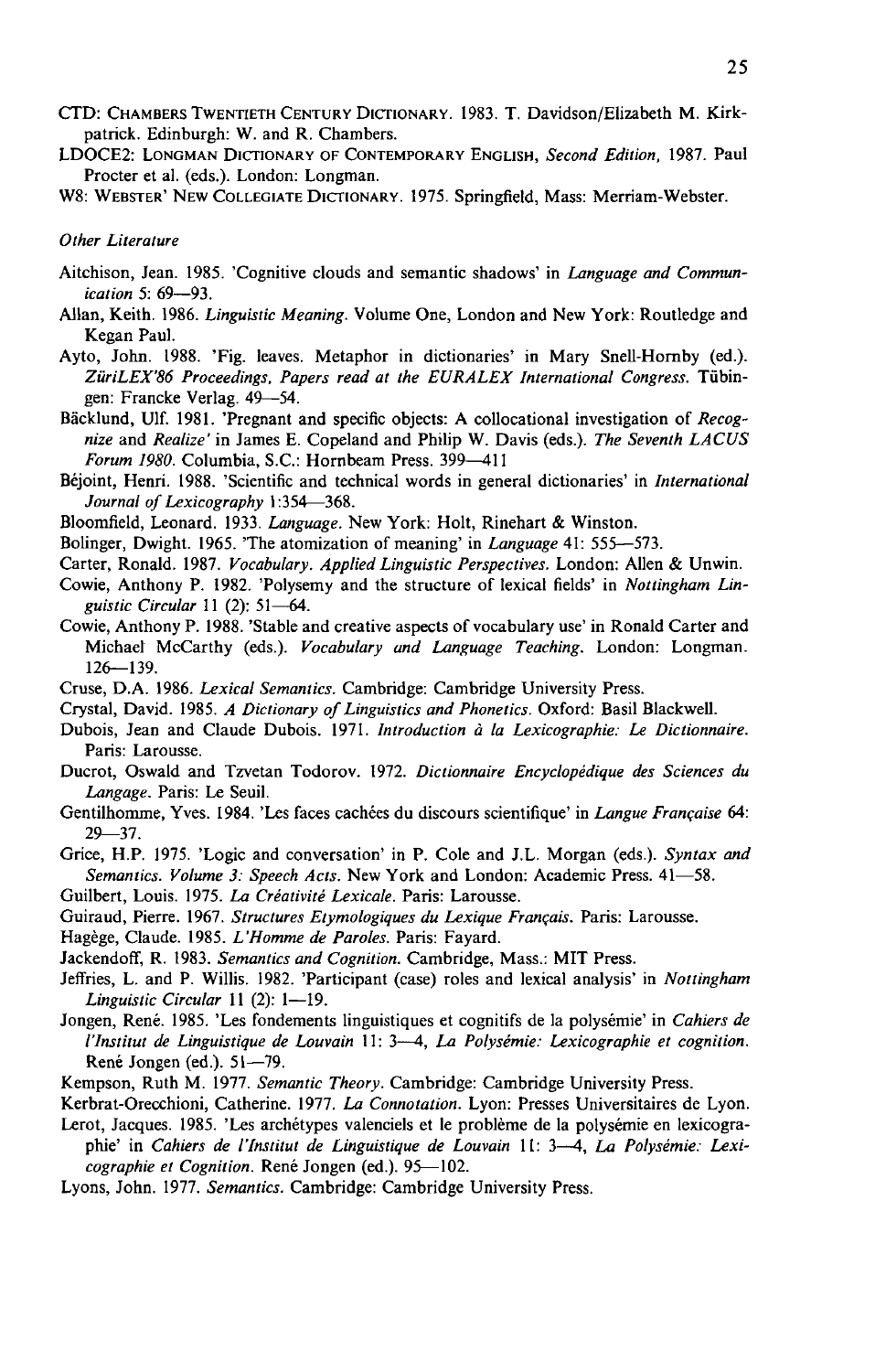CTD: CHAMBERS TWENTIETH CENTURY DICTIONARY. 1983. T. Davidson/Elizabeth M. Kirkpatrick. Edinburgh: W. and R. Chambers.

LDOCE2: LONGMAN DICTIONARY OF CONTEMPORARY ENGLISH, *Second Edition*, 1987. Paul Procter et al. (eds.). London: Longman.

W8: WEBSTER' NEW COLLEGIATE DICTIONARY. 1975. Springfield, Mass: Merriam-Webster.

*Other Literature*

Aitchison, Jean. 1985. 'Cognitive clouds and semantic shadows' in *Language and Communication* 5: 69—93.

Allan, Keith. 1986. *Linguistic Meaning*. Volume One, London and New York: Routledge and Kegan Paul.

Ayto, John. 1988. 'Fig. leaves. Metaphor in dictionaries' in Mary Snell-Hornby (ed.). *ZüriLEX'86 Proceedings, Papers read at the EURALEX International Congress*. Tübingen: Francke Verlag. 49—54.

Bäcklund, Ulf. 1981. 'Pregnant and specific objects: A collocational investigation of *Recognize* and *Realize*' in James E. Copeland and Philip W. Davis (eds.). *The Seventh LACUS Forum 1980*. Columbia, S.C.: Hornbeam Press. 399—411

Béjoint, Henri. 1988. 'Scientific and technical words in general dictionaries' in *International Journal of Lexicography* 1:354—368.

Bloomfield, Leonard. 1933. *Language*. New York: Holt, Rinehart & Winston.

Bolinger, Dwight. 1965. 'The atomization of meaning' in *Language* 41: 555—573.

Carter, Ronald. 1987. *Vocabulary. Applied Linguistic Perspectives*. London: Allen & Unwin.

Cowie, Anthony P. 1982. 'Polysemy and the structure of lexical fields' in *Nottingham Linguistic Circular* 11 (2): 51—64.

Cowie, Anthony P. 1988. 'Stable and creative aspects of vocabulary use' in Ronald Carter and Michael McCarthy (eds.). *Vocabulary and Language Teaching*. London: Longman. 126—139.

Cruse, D.A. 1986. *Lexical Semantics*. Cambridge: Cambridge University Press.

Crystal, David. 1985. *A Dictionary of Linguistics and Phonetics*. Oxford: Basil Blackwell.

Dubois, Jean and Claude Dubois. 1971. *Introduction à la Lexicographie: Le Dictionnaire*. Paris: Larousse.

Ducrot, Oswald and Tzvetan Todorov. 1972. *Dictionnaire Encyclopédique des Sciences du Langage*. Paris: Le Seuil.

Gentilhomme, Yves. 1984. 'Les faces cachées du discours scientifique' in *Langue Française* 64: 29—37.

Grice, H.P. 1975. 'Logic and conversation' in P. Cole and J.L. Morgan (eds.). *Syntax and Semantics. Volume 3: Speech Acts*. New York and London: Academic Press. 41—58.

Guilbert, Louis. 1975. *La Créativité Lexicale*. Paris: Larousse.

Guiraud, Pierre. 1967. *Structures Etymologiques du Lexique Français*. Paris: Larousse.

Hagège, Claude. 1985. *L'Homme de Paroles*. Paris: Fayard.

Jackendoff, R. 1983. *Semantics and Cognition*. Cambridge, Mass.: MIT Press.

Jeffries, L. and P. Willis. 1982. 'Participant (case) roles and lexical analysis' in *Nottingham Linguistic Circular* 11 (2): 1—19.

Jongen, René. 1985. 'Les fondements linguistiques et cognitifs de la polysémie' in *Cahiers de l'Institut de Linguistique de Louvain* 11: 3—4, *La Polysémie: Lexicographie et cognition*. René Jongen (ed.). 51—79.

Kempson, Ruth M. 1977. *Semantic Theory*. Cambridge: Cambridge University Press.

Kerbrat-Orecchioni, Catherine. 1977. *La Connotation*. Lyon: Presses Universitaires de Lyon.

Lerot, Jacques. 1985. 'Les archétypes valenciels et le problème de la polysémie en lexicographie' in *Cahiers de l'Institut de Linguistique de Louvain* 11: 3—4, *La Polysémie: Lexicographie et Cognition*. René Jongen (ed.). 95—102.

Lyons, John. 1977. *Semantics*. Cambridge: Cambridge University Press.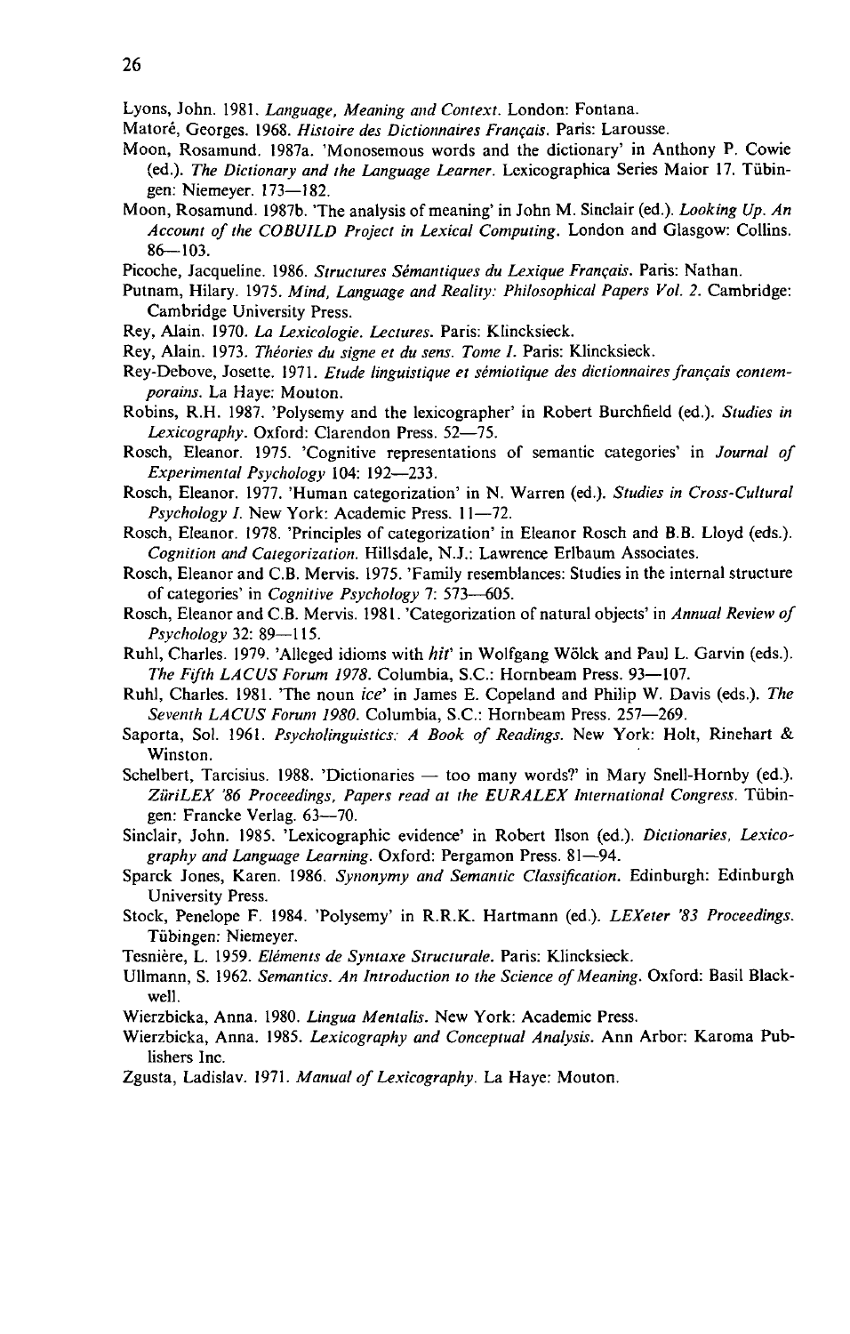Lyons, John. 1981. *Language, Meaning and Context.* London: Fontana.

Matoré, Georges. 1968. *Histoire des Dictionnaires Français.* Paris: Larousse.

Moon, Rosamund. 1987a. 'Monosemous words and the dictionary' in Anthony P. Cowie (ed.). *The Dictionary and the Language Learner.* Lexicographica Series Maior 17. Tübingen: Niemeyer. 173—182.

Moon, Rosamund. 1987b. 'The analysis of meaning' in John M. Sinclair (ed.). *Looking Up. An Account of the COBUILD Project in Lexical Computing.* London and Glasgow: Collins. 86—103.

Picoche, Jacqueline. 1986. *Structures Sémantiques du Lexique Français.* Paris: Nathan.

Putnam, Hilary. 1975. *Mind, Language and Reality: Philosophical Papers Vol. 2.* Cambridge: Cambridge University Press.

Rey, Alain. 1970. *La Lexicologie. Lectures.* Paris: Klincksieck.

Rey, Alain. 1973. *Théories du signe et du sens. Tome I.* Paris: Klincksieck.

Rey-Debove, Josette. 1971. *Etude linguistique et sémiotique des dictionnaires français contemporains.* La Haye: Mouton.

Robins, R.H. 1987. 'Polysemy and the lexicographer' in Robert Burchfield (ed.). *Studies in Lexicography.* Oxford: Clarendon Press. 52—75.

Rosch, Eleanor. 1975. 'Cognitive representations of semantic categories' in *Journal of Experimental Psychology* 104: 192—233.

Rosch, Eleanor. 1977. 'Human categorization' in N. Warren (ed.). *Studies in Cross-Cultural Psychology I.* New York: Academic Press. 11—72.

Rosch, Eleanor. 1978. 'Principles of categorization' in Eleanor Rosch and B.B. Lloyd (eds.). *Cognition and Categorization.* Hillsdale, N.J.: Lawrence Erlbaum Associates.

Rosch, Eleanor and C.B. Mervis. 1975. 'Family resemblances: Studies in the internal structure of categories' in *Cognitive Psychology* 7: 573—605.

Rosch, Eleanor and C.B. Mervis. 1981. 'Categorization of natural objects' in *Annual Review of Psychology* 32: 89—115.

Ruhl, Charles. 1979. 'Alleged idioms with *hit*' in Wolfgang Wölck and Paul L. Garvin (eds.). *The Fifth LACUS Forum 1978.* Columbia, S.C.: Hornbeam Press. 93—107.

Ruhl, Charles. 1981. 'The noun *ice*' in James E. Copeland and Philip W. Davis (eds.). *The Seventh LACUS Forum 1980.* Columbia, S.C.: Hornbeam Press. 257—269.

Saporta, Sol. 1961. *Psycholinguistics: A Book of Readings.* New York: Holt, Rinehart & Winston.

Schelbert, Tarcisius. 1988. 'Dictionaries — too many words?' in Mary Snell-Hornby (ed.). *ZüriLEX '86 Proceedings, Papers read at the EURALEX International Congress.* Tübingen: Francke Verlag. 63—70.

Sinclair, John. 1985. 'Lexicographic evidence' in Robert Ilson (ed.). *Dictionaries, Lexicography and Language Learning.* Oxford: Pergamon Press. 81—94.

Sparck Jones, Karen. 1986. *Synonymy and Semantic Classification.* Edinburgh: Edinburgh University Press.

Stock, Penelope F. 1984. 'Polysemy' in R.R.K. Hartmann (ed.). *LEXeter '83 Proceedings.* Tübingen: Niemeyer.

Tesnière, L. 1959. *Eléments de Syntaxe Structurale.* Paris: Klincksieck.

Ullmann, S. 1962. *Semantics. An Introduction to the Science of Meaning.* Oxford: Basil Blackwell.

Wierzbicka, Anna. 1980. *Lingua Mentalis.* New York: Academic Press.

Wierzbicka, Anna. 1985. *Lexicography and Conceptual Analysis.* Ann Arbor: Karoma Publishers Inc.

Zgusta, Ladislav. 1971. *Manual of Lexicography.* La Haye: Mouton.